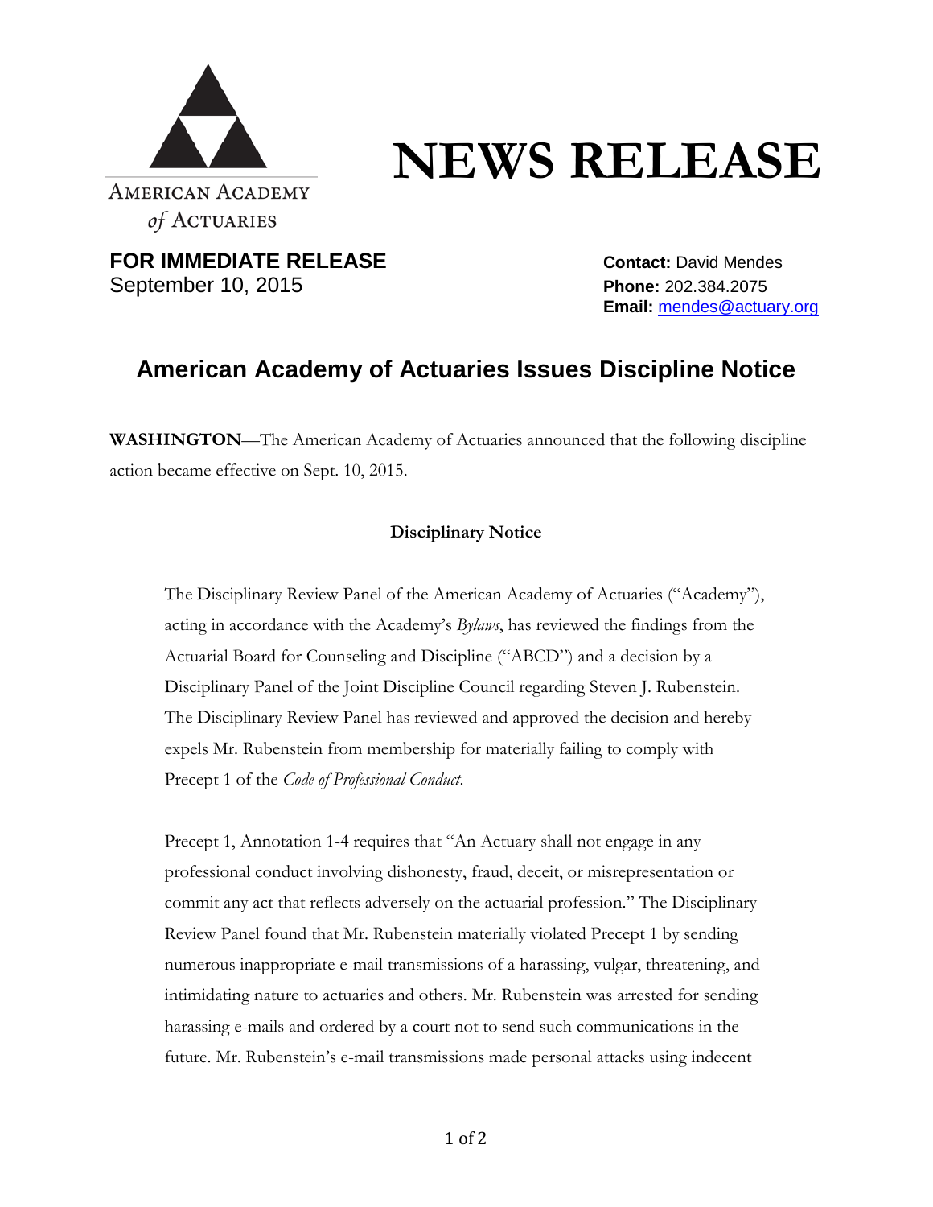AMERICAN ACADEMY *of* ACTUARIES

# NEWS RELEASE

**FOR IMMEDIATE RELEASE**
September 10, 2015

**Contact:** David Mendes
**Phone:** 202.384.2075
**Email:** mendes@actuary.org

## American Academy of Actuaries Issues Discipline Notice

**WASHINGTON**—The American Academy of Actuaries announced that the following discipline action became effective on Sept. 10, 2015.

**Disciplinary Notice**

The Disciplinary Review Panel of the American Academy of Actuaries ("Academy"), acting in accordance with the Academy's *Bylaws*, has reviewed the findings from the Actuarial Board for Counseling and Discipline ("ABCD") and a decision by a Disciplinary Panel of the Joint Discipline Council regarding Steven J. Rubenstein. The Disciplinary Review Panel has reviewed and approved the decision and hereby expels Mr. Rubenstein from membership for materially failing to comply with Precept 1 of the *Code of Professional Conduct*.

Precept 1, Annotation 1-4 requires that "An Actuary shall not engage in any professional conduct involving dishonesty, fraud, deceit, or misrepresentation or commit any act that reflects adversely on the actuarial profession." The Disciplinary Review Panel found that Mr. Rubenstein materially violated Precept 1 by sending numerous inappropriate e-mail transmissions of a harassing, vulgar, threatening, and intimidating nature to actuaries and others. Mr. Rubenstein was arrested for sending harassing e-mails and ordered by a court not to send such communications in the future. Mr. Rubenstein's e-mail transmissions made personal attacks using indecent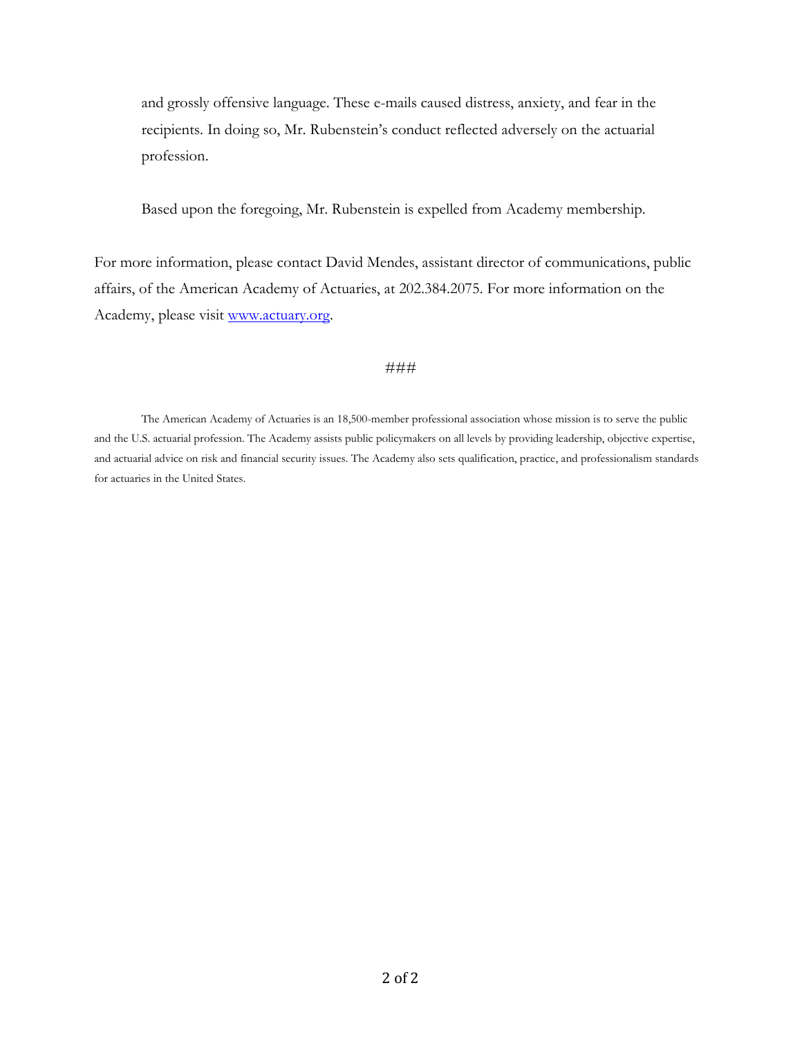> and grossly offensive language. These e-mails caused distress, anxiety, and fear in the recipients. In doing so, Mr. Rubenstein's conduct reflected adversely on the actuarial profession.
>
> Based upon the foregoing, Mr. Rubenstein is expelled from Academy membership.

For more information, please contact David Mendes, assistant director of communications, public affairs, of the American Academy of Actuaries, at 202.384.2075. For more information on the Academy, please visit [www.actuary.org](http://www.actuary.org).

###

The American Academy of Actuaries is an 18,500-member professional association whose mission is to serve the public and the U.S. actuarial profession. The Academy assists public policymakers on all levels by providing leadership, objective expertise, and actuarial advice on risk and financial security issues. The Academy also sets qualification, practice, and professionalism standards for actuaries in the United States.